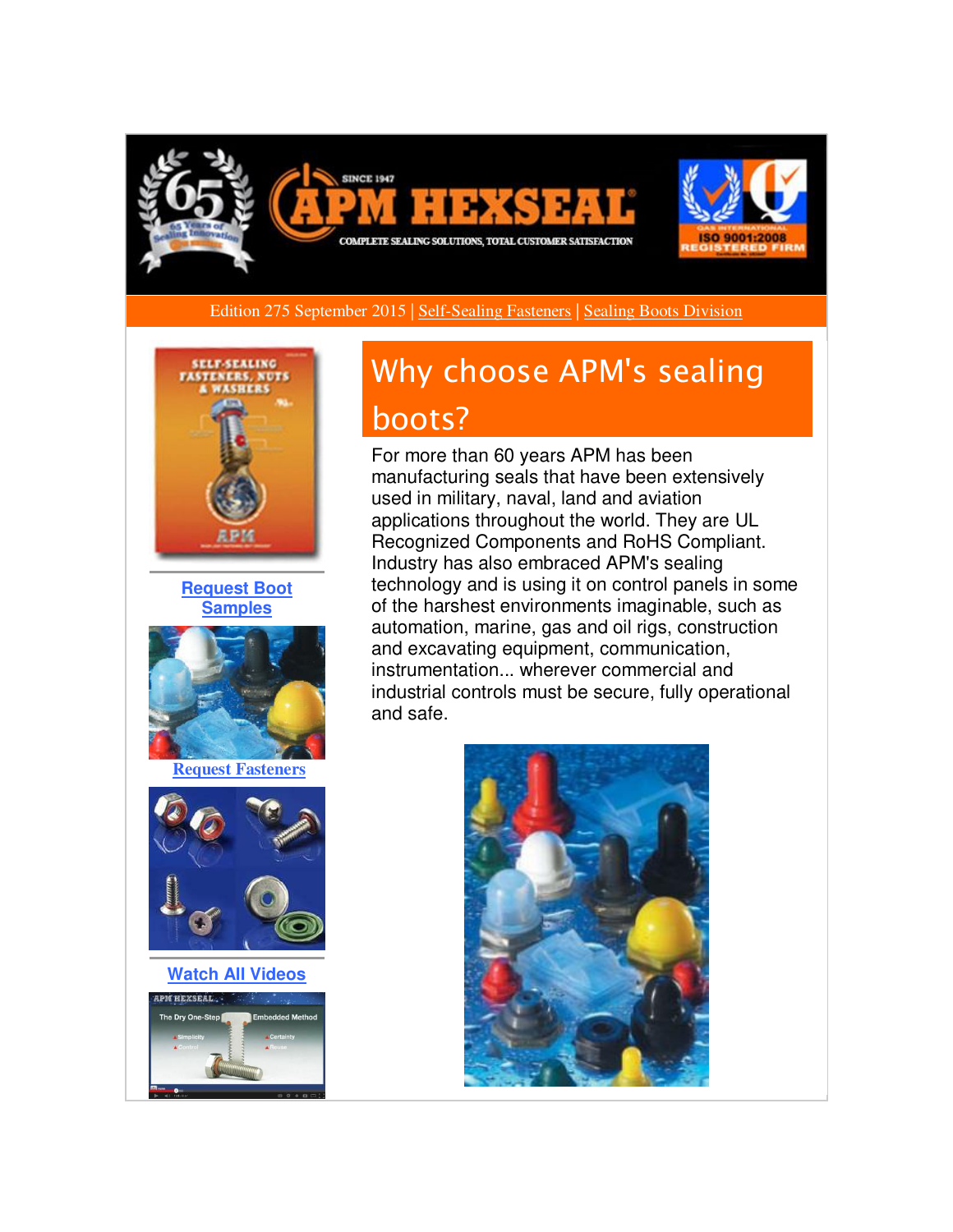Edition 275 September 2015 | Self-Sealing Fasteners | Sealing Boots Division

Request Boot Samples

Request Fasteners

Watch All Videos

# Why choose APM's sealing boots?

For more than 60 years APM has been manufacturing seals that have been extensively used in military, naval, land and aviation applications throughout the world. They are UL Recognized Components and RoHS Compliant. Industry has also embraced APM's sealing technology and is using it on control panels in some of the harshest environments imaginable, such as automation, marine, gas and oil rigs, construction and excavating equipment, communication, instrumentation... wherever commercial and industrial controls must be secure, fully operational and safe.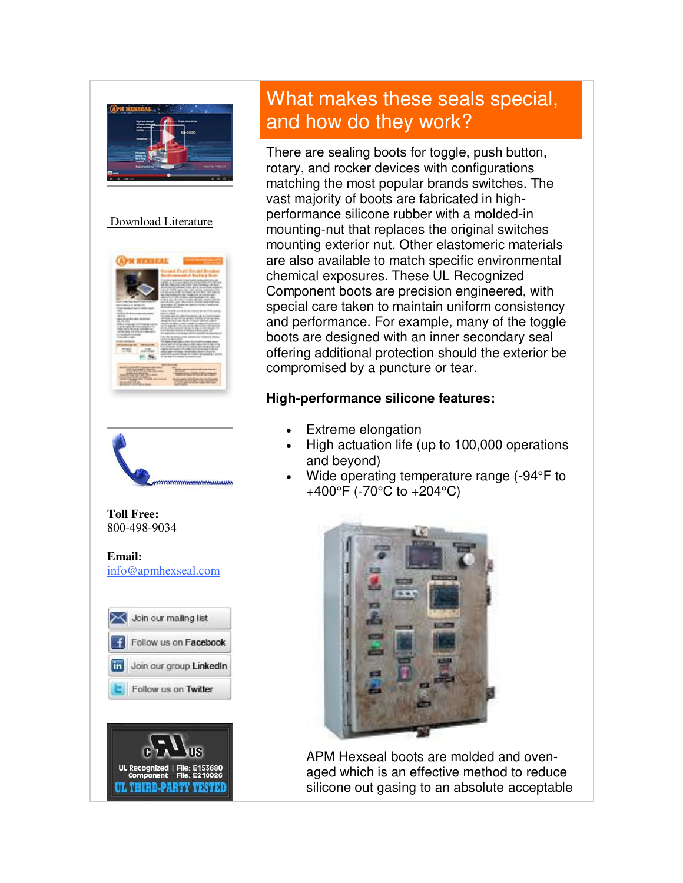Download Literature

**Toll Free:**
800-498-9034

**Email:**
info@apmhexseal.com

Join our mailing list

Follow us on Facebook

Join our group LinkedIn

Follow us on Twitter

## What makes these seals special, and how do they work?

There are sealing boots for toggle, push button, rotary, and rocker devices with configurations matching the most popular brands switches. The vast majority of boots are fabricated in high-performance silicone rubber with a molded-in mounting-nut that replaces the original switches mounting exterior nut. Other elastomeric materials are also available to match specific environmental chemical exposures. These UL Recognized Component boots are precision engineered, with special care taken to maintain uniform consistency and performance. For example, many of the toggle boots are designed with an inner secondary seal offering additional protection should the exterior be compromised by a puncture or tear.

**High-performance silicone features:**

- Extreme elongation
- High actuation life (up to 100,000 operations and beyond)
- Wide operating temperature range (-94°F to +400°F (-70°C to +204°C)

APM Hexseal boots are molded and oven-aged which is an effective method to reduce silicone out gasing to an absolute acceptable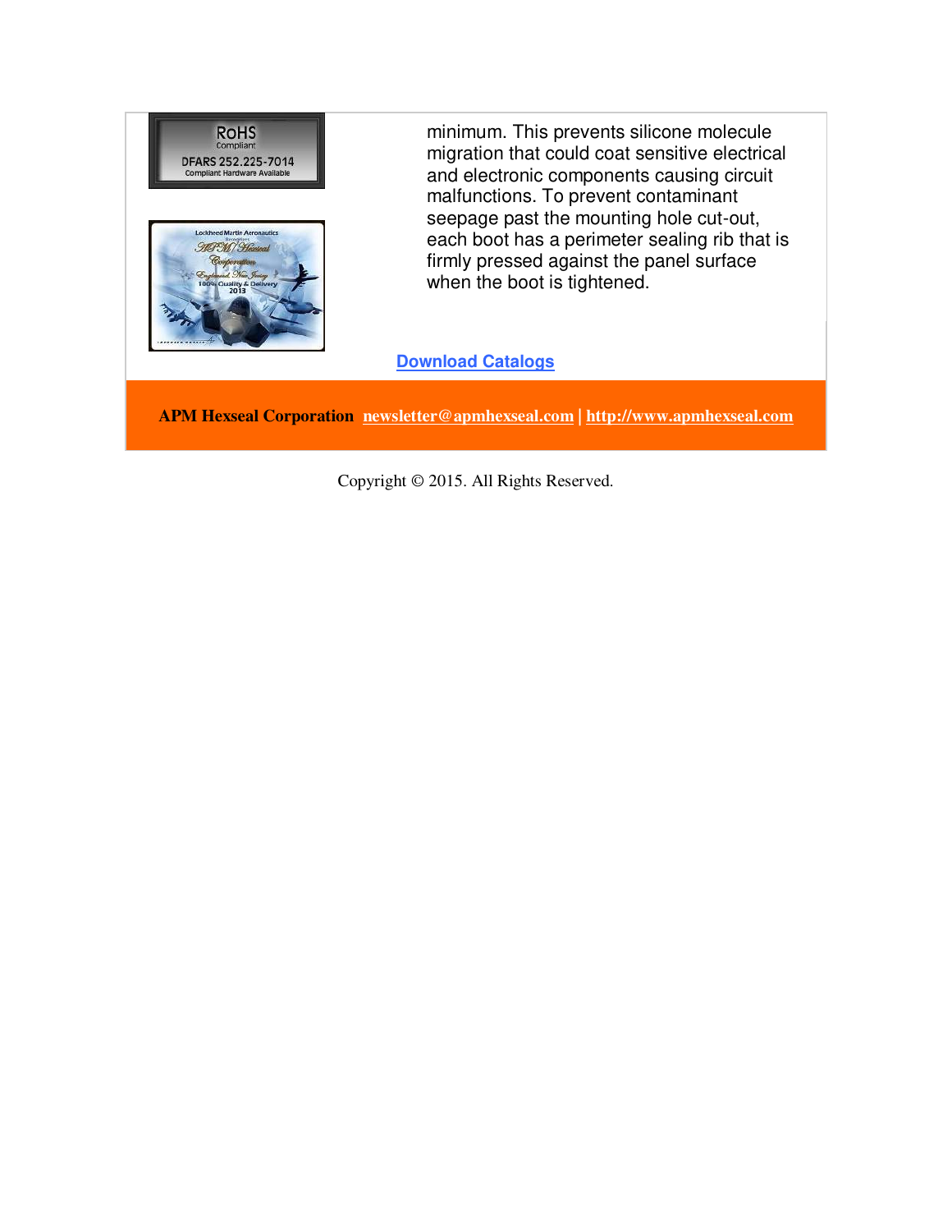minimum. This prevents silicone molecule migration that could coat sensitive electrical and electronic components causing circuit malfunctions. To prevent contaminant seepage past the mounting hole cut-out, each boot has a perimeter sealing rib that is firmly pressed against the panel surface when the boot is tightened.

**Download Catalogs**

**APM Hexseal Corporation** **newsletter@apmhexseal.com** | **http://www.apmhexseal.com**

Copyright © 2015. All Rights Reserved.